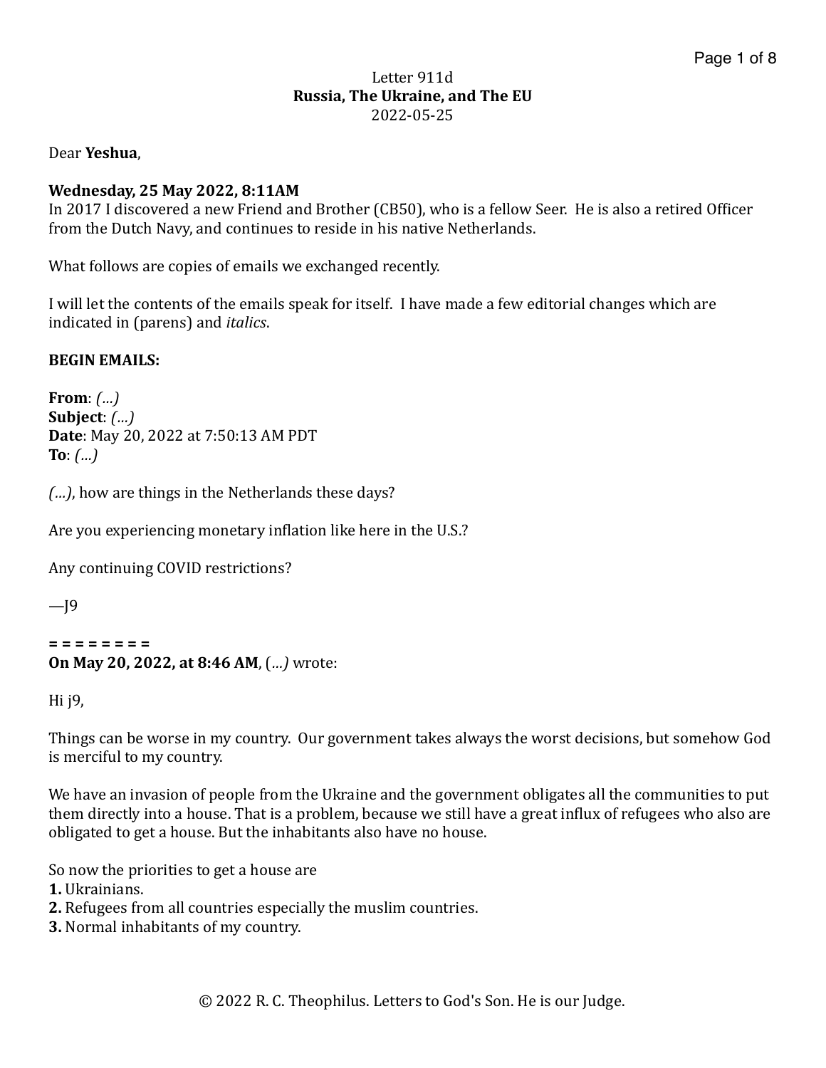Letter 911d
**Russia, The Ukraine, and The EU**
2022-05-25

Dear **Yeshua**,

**Wednesday, 25 May 2022, 8:11AM**
In 2017 I discovered a new Friend and Brother (CB50), who is a fellow Seer. He is also a retired Officer from the Dutch Navy, and continues to reside in his native Netherlands.

What follows are copies of emails we exchanged recently.

I will let the contents of the emails speak for itself. I have made a few editorial changes which are indicated in (parens) and *italics*.

**BEGIN EMAILS:**

**From**: *(…)*
**Subject**: *(…)*
**Date**: May 20, 2022 at 7:50:13 AM PDT
**To**: *(…)*

*(…)*, how are things in the Netherlands these days?

Are you experiencing monetary inflation like here in the U.S.?

Any continuing COVID restrictions?

—J9

**= = = = = = = =**
**On May 20, 2022, at 8:46 AM**, (*…)* wrote:

Hi j9,

Things can be worse in my country. Our government takes always the worst decisions, but somehow God is merciful to my country.

We have an invasion of people from the Ukraine and the government obligates all the communities to put them directly into a house. That is a problem, because we still have a great influx of refugees who also are obligated to get a house. But the inhabitants also have no house.

So now the priorities to get a house are
**1.** Ukrainians.
**2.** Refugees from all countries especially the muslim countries.
**3.** Normal inhabitants of my country.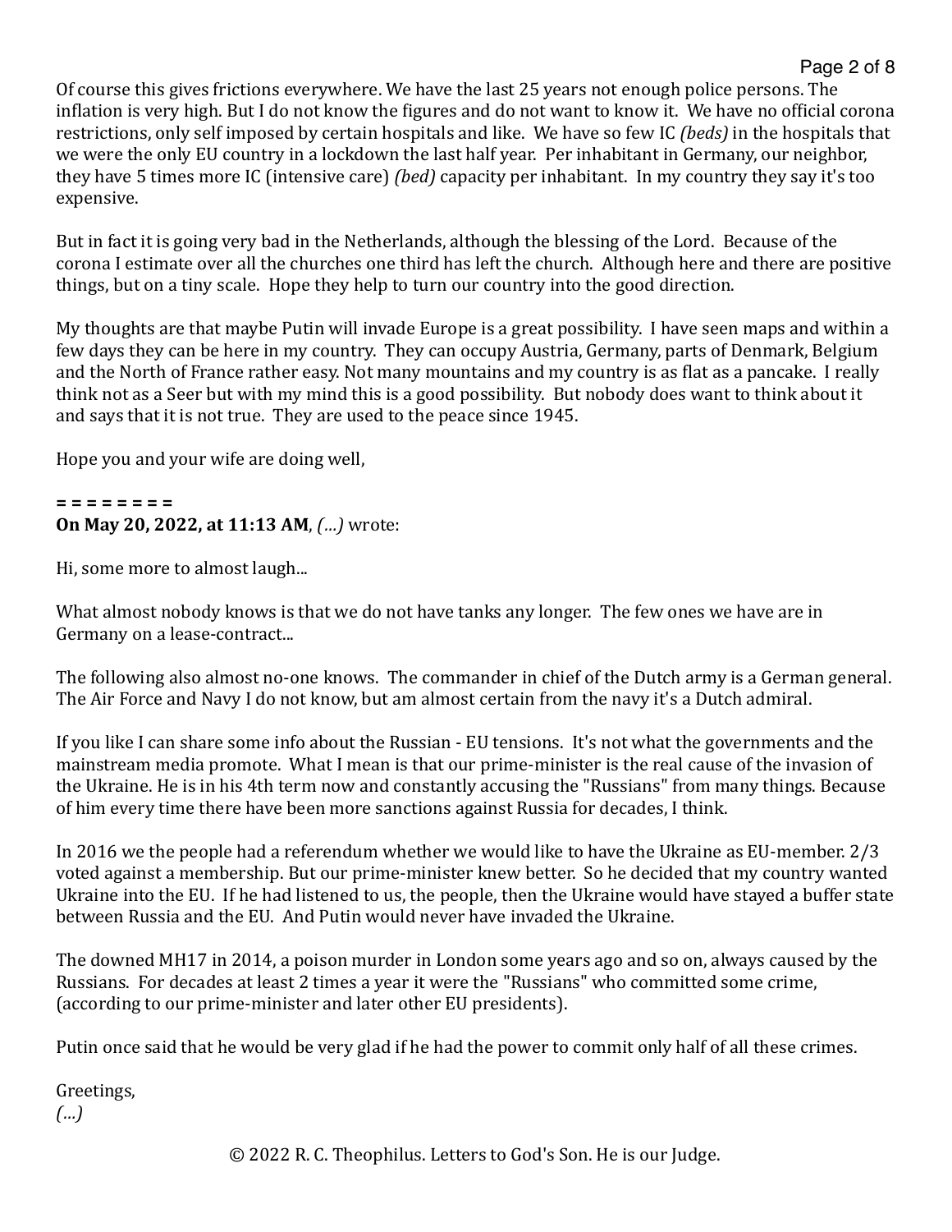Of course this gives frictions everywhere. We have the last 25 years not enough police persons. The inflation is very high. But I do not know the figures and do not want to know it. We have no official corona restrictions, only self imposed by certain hospitals and like. We have so few IC *(beds)* in the hospitals that we were the only EU country in a lockdown the last half year. Per inhabitant in Germany, our neighbor, they have 5 times more IC (intensive care) *(bed)* capacity per inhabitant. In my country they say it's too expensive.

But in fact it is going very bad in the Netherlands, although the blessing of the Lord. Because of the corona I estimate over all the churches one third has left the church. Although here and there are positive things, but on a tiny scale. Hope they help to turn our country into the good direction.

My thoughts are that maybe Putin will invade Europe is a great possibility. I have seen maps and within a few days they can be here in my country. They can occupy Austria, Germany, parts of Denmark, Belgium and the North of France rather easy. Not many mountains and my country is as flat as a pancake. I really think not as a Seer but with my mind this is a good possibility. But nobody does want to think about it and says that it is not true. They are used to the peace since 1945.

Hope you and your wife are doing well,

**= = = = = = = =**
**On May 20, 2022, at 11:13 AM**, *(…)* wrote:

Hi, some more to almost laugh...

What almost nobody knows is that we do not have tanks any longer. The few ones we have are in Germany on a lease-contract...

The following also almost no-one knows. The commander in chief of the Dutch army is a German general. The Air Force and Navy I do not know, but am almost certain from the navy it's a Dutch admiral.

If you like I can share some info about the Russian - EU tensions. It's not what the governments and the mainstream media promote. What I mean is that our prime-minister is the real cause of the invasion of the Ukraine. He is in his 4th term now and constantly accusing the "Russians" from many things. Because of him every time there have been more sanctions against Russia for decades, I think.

In 2016 we the people had a referendum whether we would like to have the Ukraine as EU-member. 2/3 voted against a membership. But our prime-minister knew better. So he decided that my country wanted Ukraine into the EU. If he had listened to us, the people, then the Ukraine would have stayed a buffer state between Russia and the EU. And Putin would never have invaded the Ukraine.

The downed MH17 in 2014, a poison murder in London some years ago and so on, always caused by the Russians. For decades at least 2 times a year it were the "Russians" who committed some crime, (according to our prime-minister and later other EU presidents).

Putin once said that he would be very glad if he had the power to commit only half of all these crimes.

Greetings,
*(…)*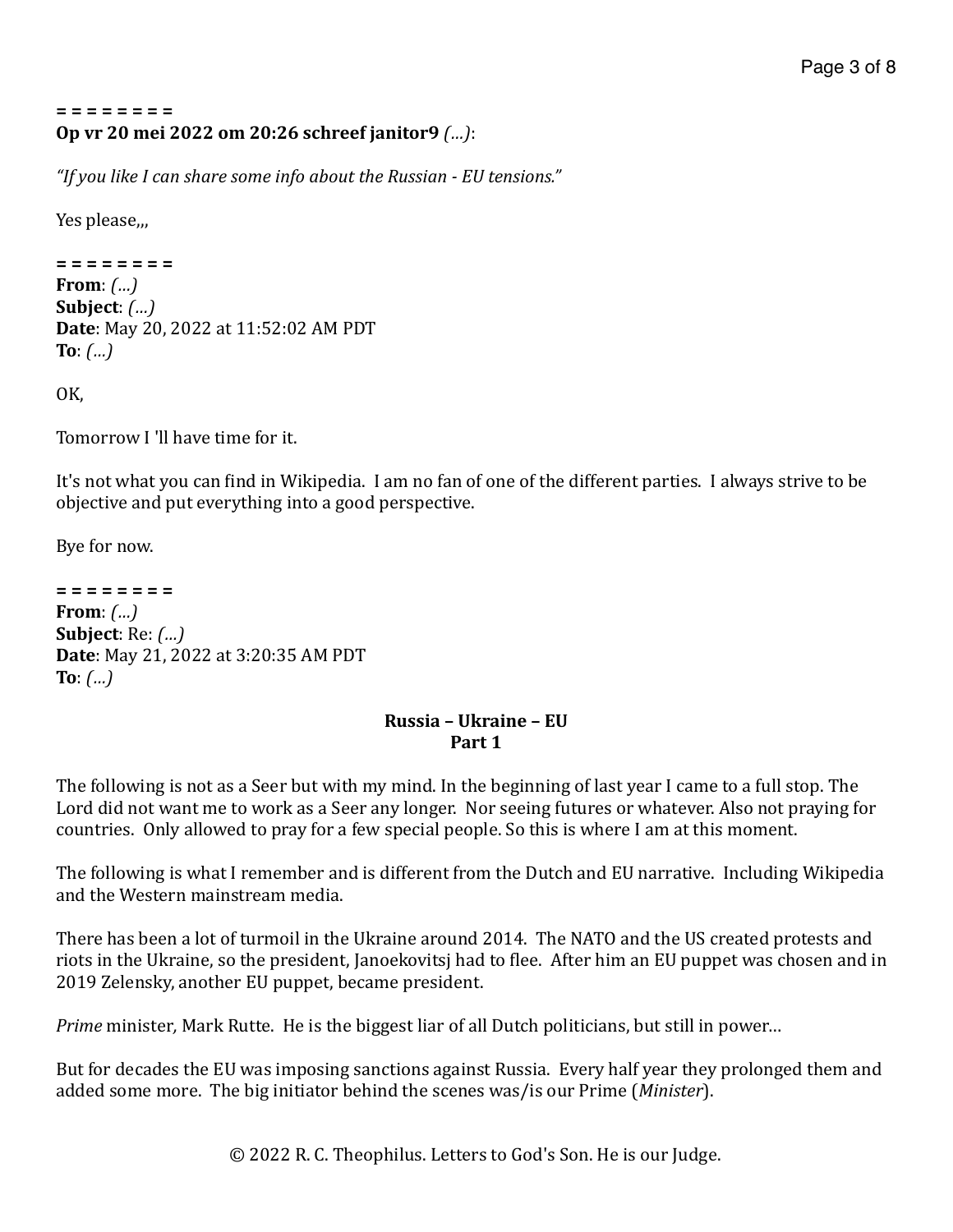= = = = = = = =
**Op vr 20 mei 2022 om 20:26 schreef janitor9** *(…)*:

*"If you like I can share some info about the Russian - EU tensions."*

Yes please,,,

= = = = = = = =
**From**: *(…)*
**Subject**: *(…)*
**Date**: May 20, 2022 at 11:52:02 AM PDT
**To**: *(…)*

OK,

Tomorrow I 'll have time for it.

It's not what you can find in Wikipedia. I am no fan of one of the different parties. I always strive to be objective and put everything into a good perspective.

Bye for now.

= = = = = = = =
**From**: *(…)*
**Subject**: Re: *(…)*
**Date**: May 21, 2022 at 3:20:35 AM PDT
**To**: *(…)*

**Russia – Ukraine – EU**
**Part 1**

The following is not as a Seer but with my mind. In the beginning of last year I came to a full stop. The Lord did not want me to work as a Seer any longer. Nor seeing futures or whatever. Also not praying for countries. Only allowed to pray for a few special people. So this is where I am at this moment.

The following is what I remember and is different from the Dutch and EU narrative. Including Wikipedia and the Western mainstream media.

There has been a lot of turmoil in the Ukraine around 2014. The NATO and the US created protests and riots in the Ukraine, so the president, Janoekovitsj had to flee. After him an EU puppet was chosen and in 2019 Zelensky, another EU puppet, became president.

*Prime* minister*,* Mark Rutte. He is the biggest liar of all Dutch politicians, but still in power…

But for decades the EU was imposing sanctions against Russia. Every half year they prolonged them and added some more. The big initiator behind the scenes was/is our Prime (*Minister*).

© 2022 R. C. Theophilus. Letters to God's Son. He is our Judge.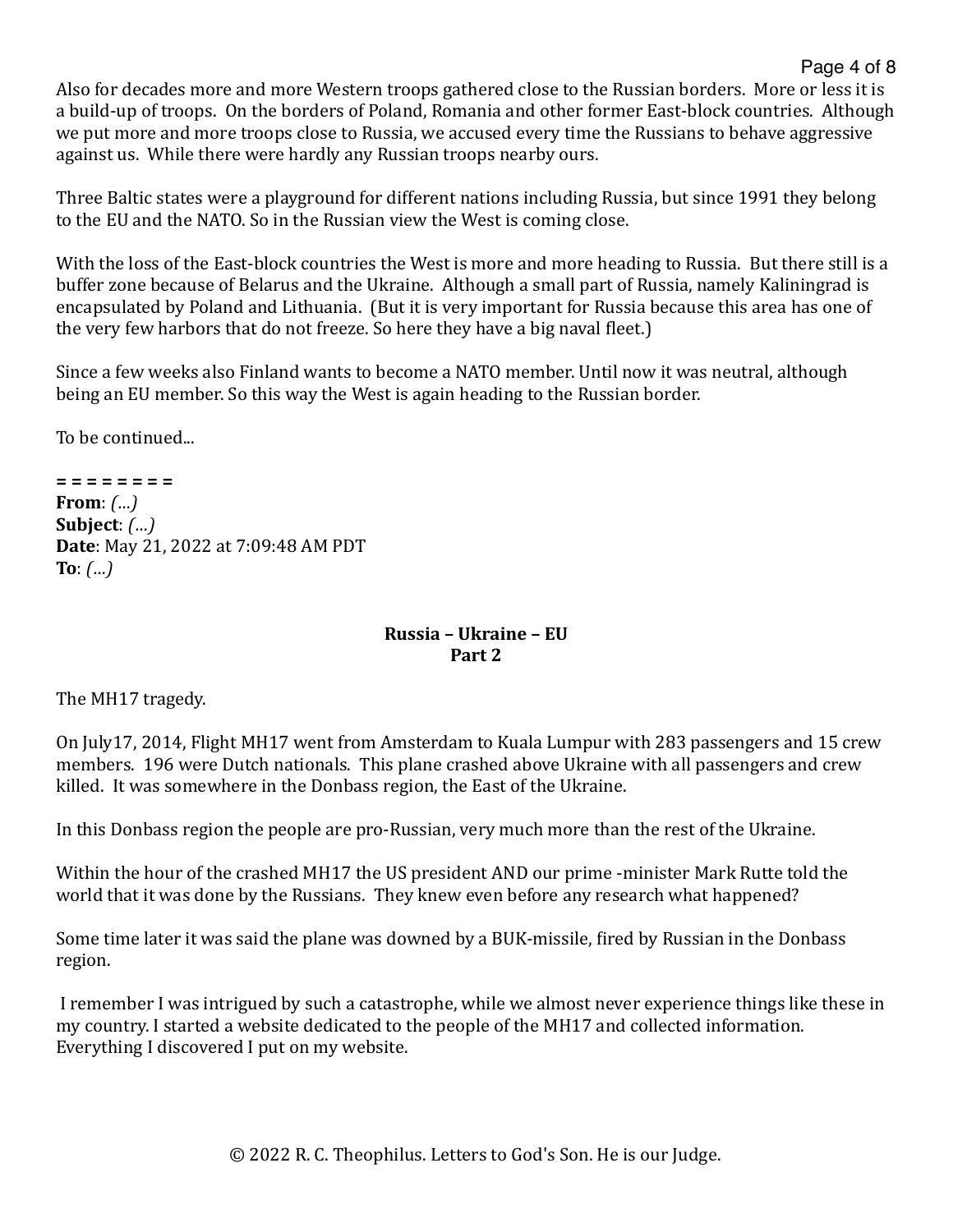Also for decades more and more Western troops gathered close to the Russian borders. More or less it is a build-up of troops. On the borders of Poland, Romania and other former East-block countries. Although we put more and more troops close to Russia, we accused every time the Russians to behave aggressive against us. While there were hardly any Russian troops nearby ours.

Three Baltic states were a playground for different nations including Russia, but since 1991 they belong to the EU and the NATO. So in the Russian view the West is coming close.

With the loss of the East-block countries the West is more and more heading to Russia. But there still is a buffer zone because of Belarus and the Ukraine. Although a small part of Russia, namely Kaliningrad is encapsulated by Poland and Lithuania. (But it is very important for Russia because this area has one of the very few harbors that do not freeze. So here they have a big naval fleet.)

Since a few weeks also Finland wants to become a NATO member. Until now it was neutral, although being an EU member. So this way the West is again heading to the Russian border.

To be continued...

**= = = = = = = =**
**From**: *(...)*
**Subject**: *(...)*
**Date**: May 21, 2022 at 7:09:48 AM PDT
**To**: *(...)*

**Russia – Ukraine – EU**
**Part 2**

The MH17 tragedy.

On July17, 2014, Flight MH17 went from Amsterdam to Kuala Lumpur with 283 passengers and 15 crew members. 196 were Dutch nationals. This plane crashed above Ukraine with all passengers and crew killed. It was somewhere in the Donbass region, the East of the Ukraine.

In this Donbass region the people are pro-Russian, very much more than the rest of the Ukraine.

Within the hour of the crashed MH17 the US president AND our prime -minister Mark Rutte told the world that it was done by the Russians. They knew even before any research what happened?

Some time later it was said the plane was downed by a BUK-missile, fired by Russian in the Donbass region.

I remember I was intrigued by such a catastrophe, while we almost never experience things like these in my country. I started a website dedicated to the people of the MH17 and collected information. Everything I discovered I put on my website.

© 2022 R. C. Theophilus. Letters to God's Son. He is our Judge.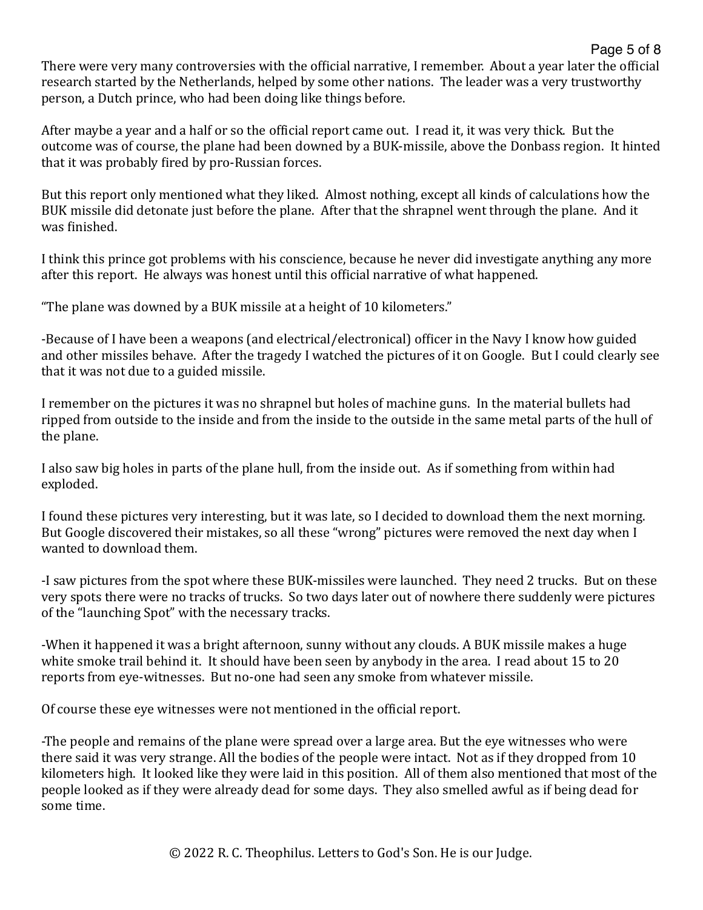There were very many controversies with the official narrative, I remember. About a year later the official research started by the Netherlands, helped by some other nations. The leader was a very trustworthy person, a Dutch prince, who had been doing like things before.

After maybe a year and a half or so the official report came out. I read it, it was very thick. But the outcome was of course, the plane had been downed by a BUK-missile, above the Donbass region. It hinted that it was probably fired by pro-Russian forces.

But this report only mentioned what they liked. Almost nothing, except all kinds of calculations how the BUK missile did detonate just before the plane. After that the shrapnel went through the plane. And it was finished.

I think this prince got problems with his conscience, because he never did investigate anything any more after this report. He always was honest until this official narrative of what happened.

"The plane was downed by a BUK missile at a height of 10 kilometers."

-Because of I have been a weapons (and electrical/electronical) officer in the Navy I know how guided and other missiles behave. After the tragedy I watched the pictures of it on Google. But I could clearly see that it was not due to a guided missile.

I remember on the pictures it was no shrapnel but holes of machine guns. In the material bullets had ripped from outside to the inside and from the inside to the outside in the same metal parts of the hull of the plane.

I also saw big holes in parts of the plane hull, from the inside out. As if something from within had exploded.

I found these pictures very interesting, but it was late, so I decided to download them the next morning. But Google discovered their mistakes, so all these "wrong" pictures were removed the next day when I wanted to download them.

-I saw pictures from the spot where these BUK-missiles were launched. They need 2 trucks. But on these very spots there were no tracks of trucks. So two days later out of nowhere there suddenly were pictures of the "launching Spot" with the necessary tracks.

-When it happened it was a bright afternoon, sunny without any clouds. A BUK missile makes a huge white smoke trail behind it. It should have been seen by anybody in the area. I read about 15 to 20 reports from eye-witnesses. But no-one had seen any smoke from whatever missile.

Of course these eye witnesses were not mentioned in the official report.

-The people and remains of the plane were spread over a large area. But the eye witnesses who were there said it was very strange. All the bodies of the people were intact. Not as if they dropped from 10 kilometers high. It looked like they were laid in this position. All of them also mentioned that most of the people looked as if they were already dead for some days. They also smelled awful as if being dead for some time.

© 2022 R. C. Theophilus. Letters to God's Son. He is our Judge.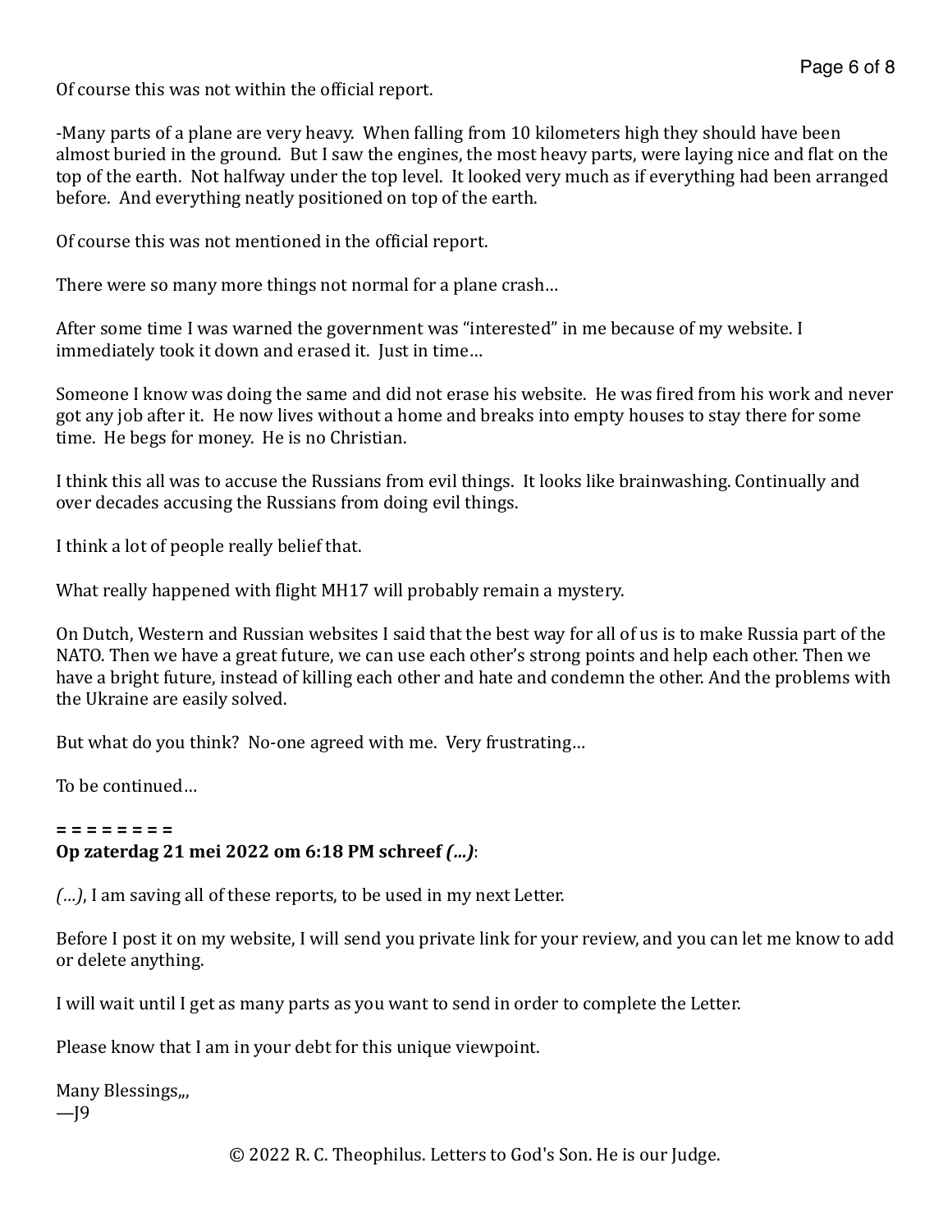Of course this was not within the official report.

-Many parts of a plane are very heavy. When falling from 10 kilometers high they should have been almost buried in the ground. But I saw the engines, the most heavy parts, were laying nice and flat on the top of the earth. Not halfway under the top level. It looked very much as if everything had been arranged before. And everything neatly positioned on top of the earth.

Of course this was not mentioned in the official report.

There were so many more things not normal for a plane crash…

After some time I was warned the government was "interested" in me because of my website. I immediately took it down and erased it. Just in time…

Someone I know was doing the same and did not erase his website. He was fired from his work and never got any job after it. He now lives without a home and breaks into empty houses to stay there for some time. He begs for money. He is no Christian.

I think this all was to accuse the Russians from evil things. It looks like brainwashing. Continually and over decades accusing the Russians from doing evil things.

I think a lot of people really belief that.

What really happened with flight MH17 will probably remain a mystery.

On Dutch, Western and Russian websites I said that the best way for all of us is to make Russia part of the NATO. Then we have a great future, we can use each other's strong points and help each other. Then we have a bright future, instead of killing each other and hate and condemn the other. And the problems with the Ukraine are easily solved.

But what do you think? No-one agreed with me. Very frustrating…

To be continued…

**= = = = = = = =**
**Op zaterdag 21 mei 2022 om 6:18 PM schreef *(…)***:

*(…)*, I am saving all of these reports, to be used in my next Letter.

Before I post it on my website, I will send you private link for your review, and you can let me know to add or delete anything.

I will wait until I get as many parts as you want to send in order to complete the Letter.

Please know that I am in your debt for this unique viewpoint.

Many Blessings,,,
—J9

© 2022 R. C. Theophilus. Letters to God's Son. He is our Judge.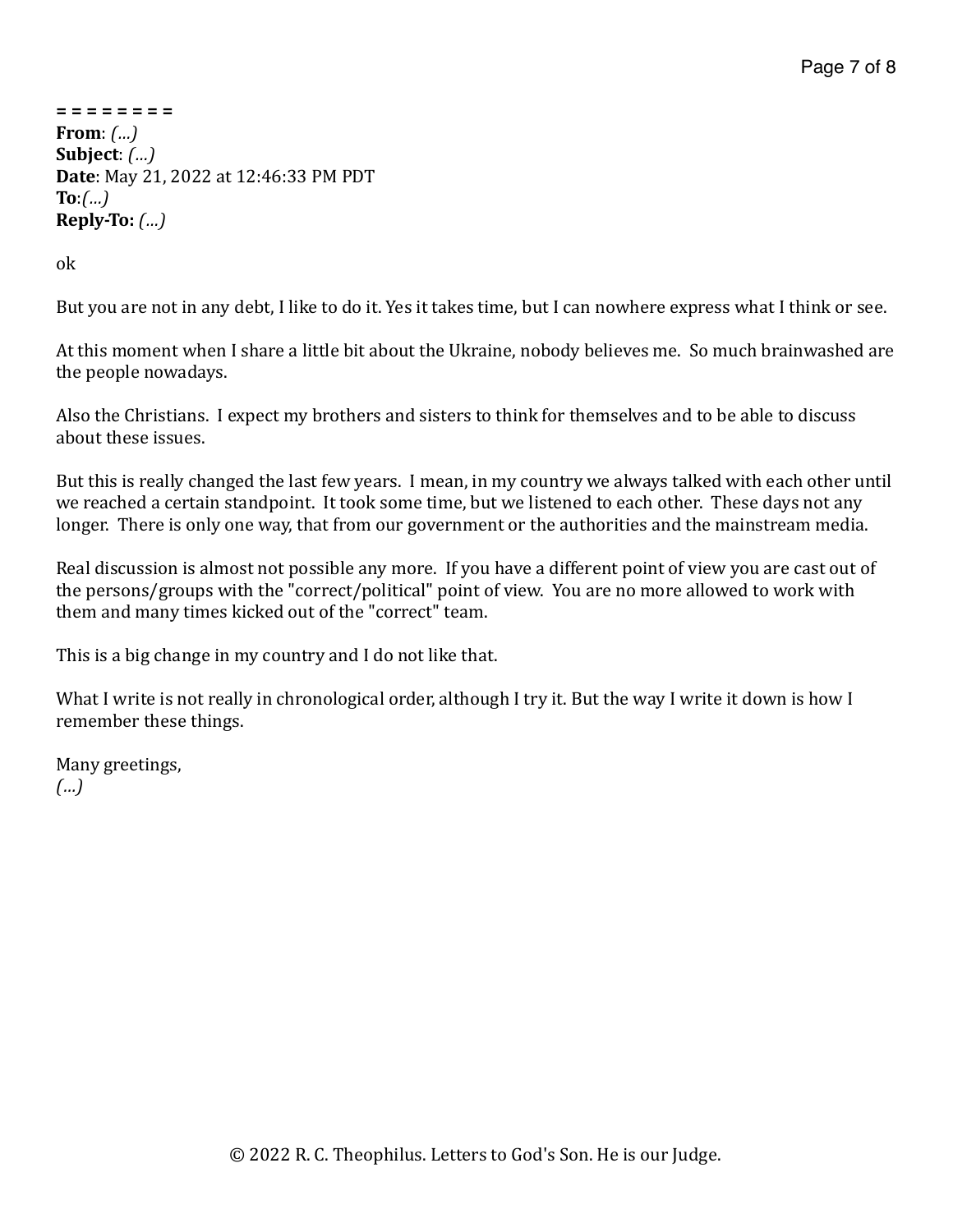= = = = = = = =
**From**: *(...)*
**Subject**: *(...)*
**Date**: May 21, 2022 at 12:46:33 PM PDT
**To**:*(...)*
**Reply-To:** *(...)*

ok

But you are not in any debt, I like to do it. Yes it takes time, but I can nowhere express what I think or see.

At this moment when I share a little bit about the Ukraine, nobody believes me. So much brainwashed are the people nowadays.

Also the Christians. I expect my brothers and sisters to think for themselves and to be able to discuss about these issues.

But this is really changed the last few years. I mean, in my country we always talked with each other until we reached a certain standpoint. It took some time, but we listened to each other. These days not any longer. There is only one way, that from our government or the authorities and the mainstream media.

Real discussion is almost not possible any more. If you have a different point of view you are cast out of the persons/groups with the "correct/political" point of view. You are no more allowed to work with them and many times kicked out of the "correct" team.

This is a big change in my country and I do not like that.

What I write is not really in chronological order, although I try it. But the way I write it down is how I remember these things.

Many greetings,
*(...)*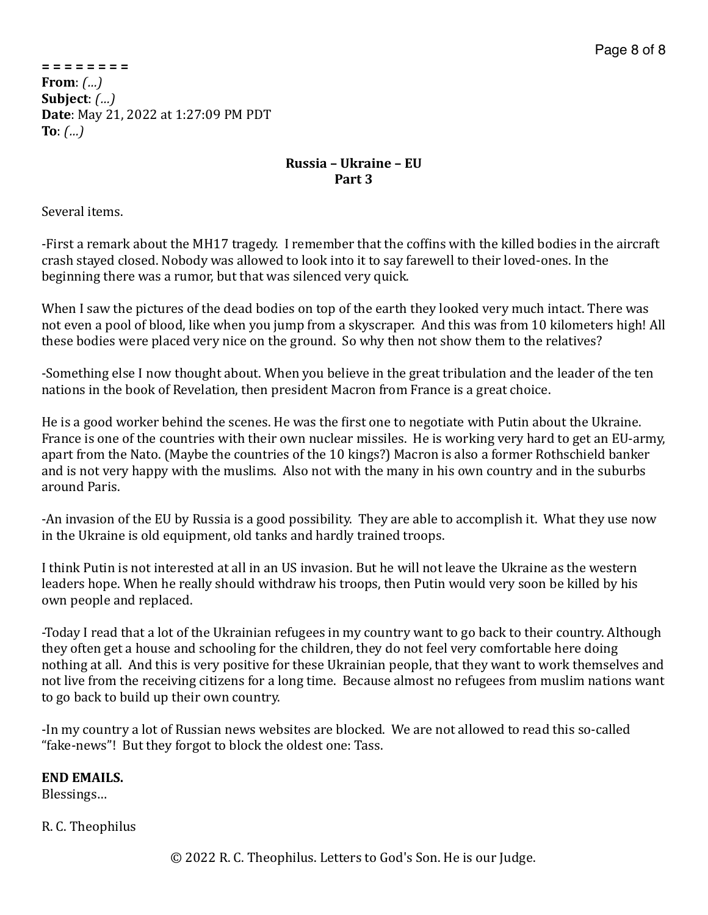= = = = = = = =
**From**: *(…)*
**Subject**: *(…)*
**Date**: May 21, 2022 at 1:27:09 PM PDT
**To**: *(…)*

**Russia – Ukraine – EU**
**Part 3**

Several items.

-First a remark about the MH17 tragedy. I remember that the coffins with the killed bodies in the aircraft crash stayed closed. Nobody was allowed to look into it to say farewell to their loved-ones. In the beginning there was a rumor, but that was silenced very quick.

When I saw the pictures of the dead bodies on top of the earth they looked very much intact. There was not even a pool of blood, like when you jump from a skyscraper. And this was from 10 kilometers high! All these bodies were placed very nice on the ground. So why then not show them to the relatives?

-Something else I now thought about. When you believe in the great tribulation and the leader of the ten nations in the book of Revelation, then president Macron from France is a great choice.

He is a good worker behind the scenes. He was the first one to negotiate with Putin about the Ukraine. France is one of the countries with their own nuclear missiles. He is working very hard to get an EU-army, apart from the Nato. (Maybe the countries of the 10 kings?) Macron is also a former Rothschield banker and is not very happy with the muslims. Also not with the many in his own country and in the suburbs around Paris.

-An invasion of the EU by Russia is a good possibility. They are able to accomplish it. What they use now in the Ukraine is old equipment, old tanks and hardly trained troops.

I think Putin is not interested at all in an US invasion. But he will not leave the Ukraine as the western leaders hope. When he really should withdraw his troops, then Putin would very soon be killed by his own people and replaced.

-Today I read that a lot of the Ukrainian refugees in my country want to go back to their country. Although they often get a house and schooling for the children, they do not feel very comfortable here doing nothing at all. And this is very positive for these Ukrainian people, that they want to work themselves and not live from the receiving citizens for a long time. Because almost no refugees from muslim nations want to go back to build up their own country.

-In my country a lot of Russian news websites are blocked. We are not allowed to read this so-called "fake-news"! But they forgot to block the oldest one: Tass.

**END EMAILS.**
Blessings…

R. C. Theophilus

© 2022 R. C. Theophilus. Letters to God's Son. He is our Judge.